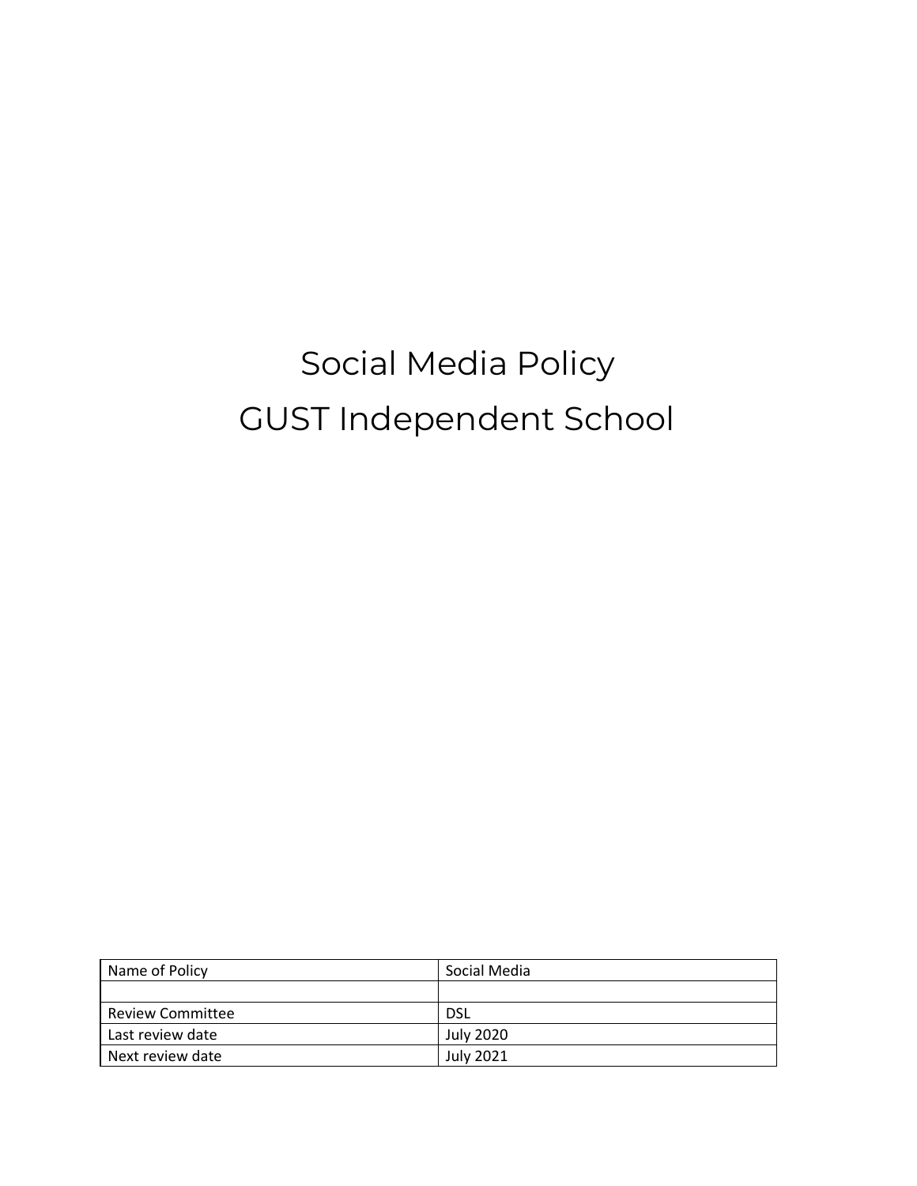# Social Media Policy

# GUST Independent School

| Name of Policy | Social Media |
| --- | --- |
| | |
| Review Committee | DSL |
| Last review date | July 2020 |
| Next review date | July 2021 |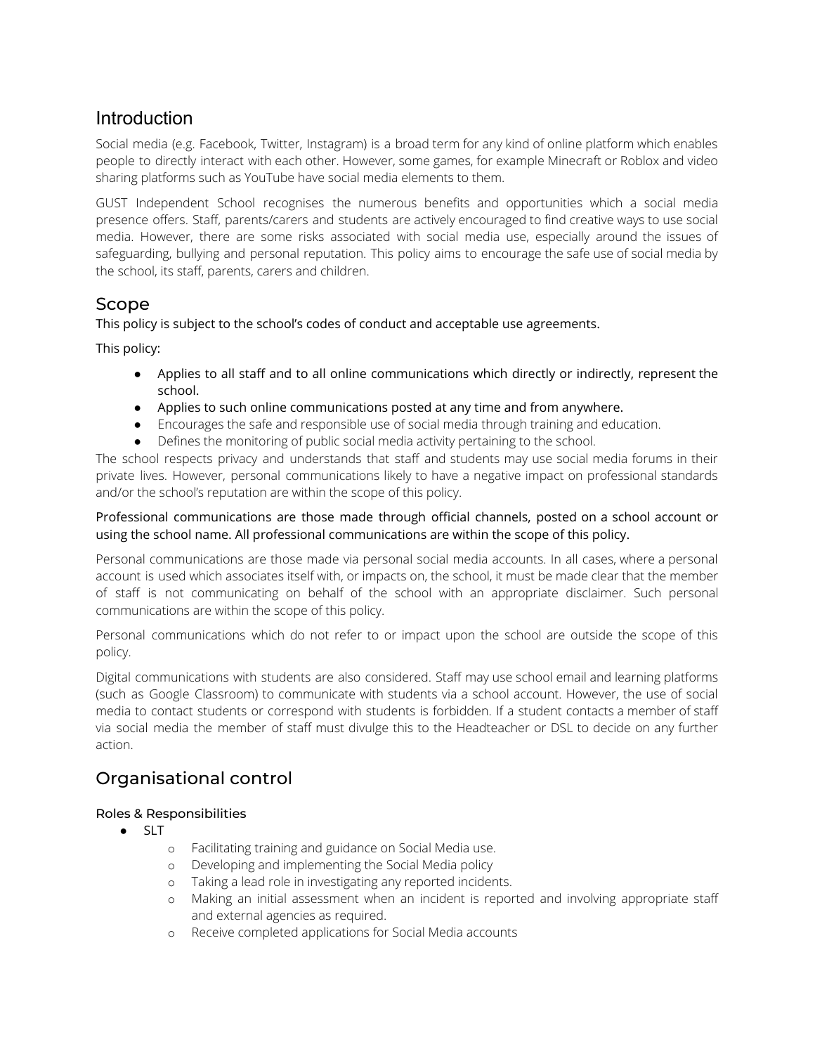## Introduction

Social media (e.g. Facebook, Twitter, Instagram) is a broad term for any kind of online platform which enables people to directly interact with each other. However, some games, for example Minecraft or Roblox and video sharing platforms such as YouTube have social media elements to them.

GUST Independent School recognises the numerous benefits and opportunities which a social media presence offers. Staff, parents/carers and students are actively encouraged to find creative ways to use social media. However, there are some risks associated with social media use, especially around the issues of safeguarding, bullying and personal reputation. This policy aims to encourage the safe use of social media by the school, its staff, parents, carers and children.

## Scope

This policy is subject to the school's codes of conduct and acceptable use agreements.

This policy:

- Applies to all staff and to all online communications which directly or indirectly, represent the school.
- Applies to such online communications posted at any time and from anywhere.
- Encourages the safe and responsible use of social media through training and education.
- Defines the monitoring of public social media activity pertaining to the school.

The school respects privacy and understands that staff and students may use social media forums in their private lives. However, personal communications likely to have a negative impact on professional standards and/or the school's reputation are within the scope of this policy.

Professional communications are those made through official channels, posted on a school account or using the school name. All professional communications are within the scope of this policy.

Personal communications are those made via personal social media accounts. In all cases, where a personal account is used which associates itself with, or impacts on, the school, it must be made clear that the member of staff is not communicating on behalf of the school with an appropriate disclaimer. Such personal communications are within the scope of this policy.

Personal communications which do not refer to or impact upon the school are outside the scope of this policy.

Digital communications with students are also considered. Staff may use school email and learning platforms (such as Google Classroom) to communicate with students via a school account. However, the use of social media to contact students or correspond with students is forbidden. If a student contacts a member of staff via social media the member of staff must divulge this to the Headteacher or DSL to decide on any further action.

## Organisational control

### Roles & Responsibilities

- SLT
  - Facilitating training and guidance on Social Media use.
  - Developing and implementing the Social Media policy
  - Taking a lead role in investigating any reported incidents.
  - Making an initial assessment when an incident is reported and involving appropriate staff and external agencies as required.
  - Receive completed applications for Social Media accounts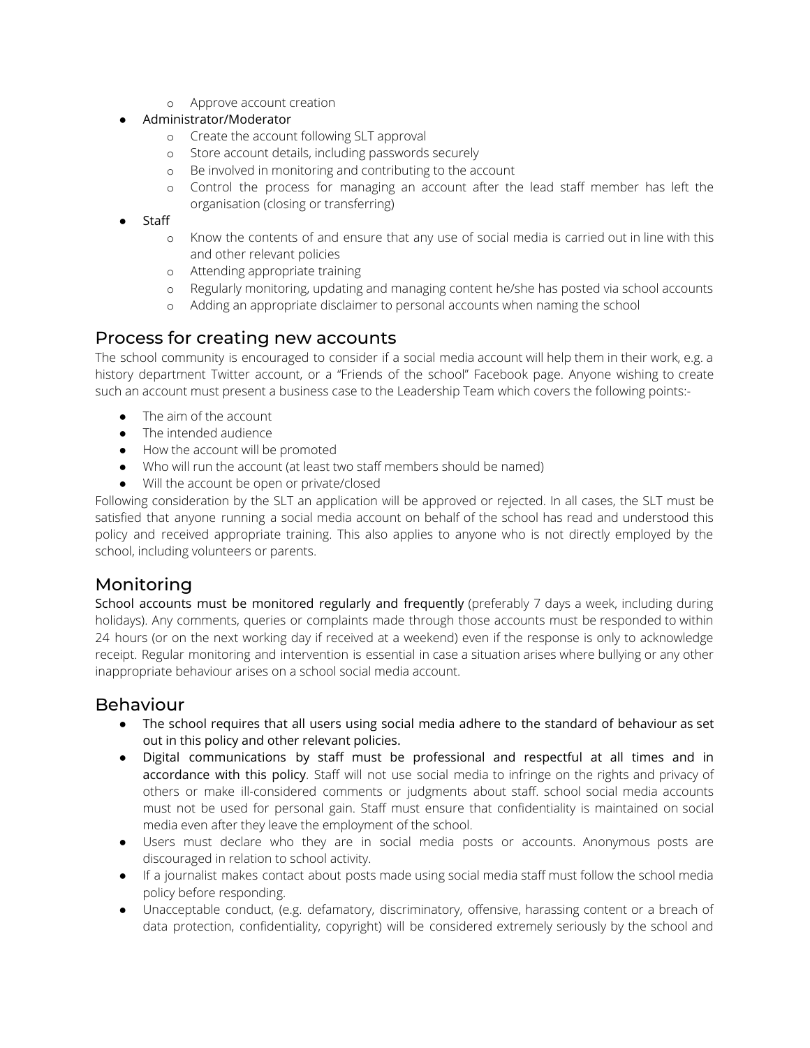- Approve account creation
- Administrator/Moderator
    - Create the account following SLT approval
    - Store account details, including passwords securely
    - Be involved in monitoring and contributing to the account
    - Control the process for managing an account after the lead staff member has left the organisation (closing or transferring)
- Staff
    - Know the contents of and ensure that any use of social media is carried out in line with this and other relevant policies
    - Attending appropriate training
    - Regularly monitoring, updating and managing content he/she has posted via school accounts
    - Adding an appropriate disclaimer to personal accounts when naming the school

## Process for creating new accounts

The school community is encouraged to consider if a social media account will help them in their work, e.g. a history department Twitter account, or a "Friends of the school" Facebook page. Anyone wishing to create such an account must present a business case to the Leadership Team which covers the following points:-

- The aim of the account
- The intended audience
- How the account will be promoted
- Who will run the account (at least two staff members should be named)
- Will the account be open or private/closed

Following consideration by the SLT an application will be approved or rejected. In all cases, the SLT must be satisfied that anyone running a social media account on behalf of the school has read and understood this policy and received appropriate training. This also applies to anyone who is not directly employed by the school, including volunteers or parents.

## Monitoring

School accounts must be monitored regularly and frequently (preferably 7 days a week, including during holidays). Any comments, queries or complaints made through those accounts must be responded to within 24 hours (or on the next working day if received at a weekend) even if the response is only to acknowledge receipt. Regular monitoring and intervention is essential in case a situation arises where bullying or any other inappropriate behaviour arises on a school social media account.

## Behaviour

- The school requires that all users using social media adhere to the standard of behaviour as set out in this policy and other relevant policies.
- Digital communications by staff must be professional and respectful at all times and in accordance with this policy. Staff will not use social media to infringe on the rights and privacy of others or make ill-considered comments or judgments about staff. school social media accounts must not be used for personal gain. Staff must ensure that confidentiality is maintained on social media even after they leave the employment of the school.
- Users must declare who they are in social media posts or accounts. Anonymous posts are discouraged in relation to school activity.
- If a journalist makes contact about posts made using social media staff must follow the school media policy before responding.
- Unacceptable conduct, (e.g. defamatory, discriminatory, offensive, harassing content or a breach of data protection, confidentiality, copyright) will be considered extremely seriously by the school and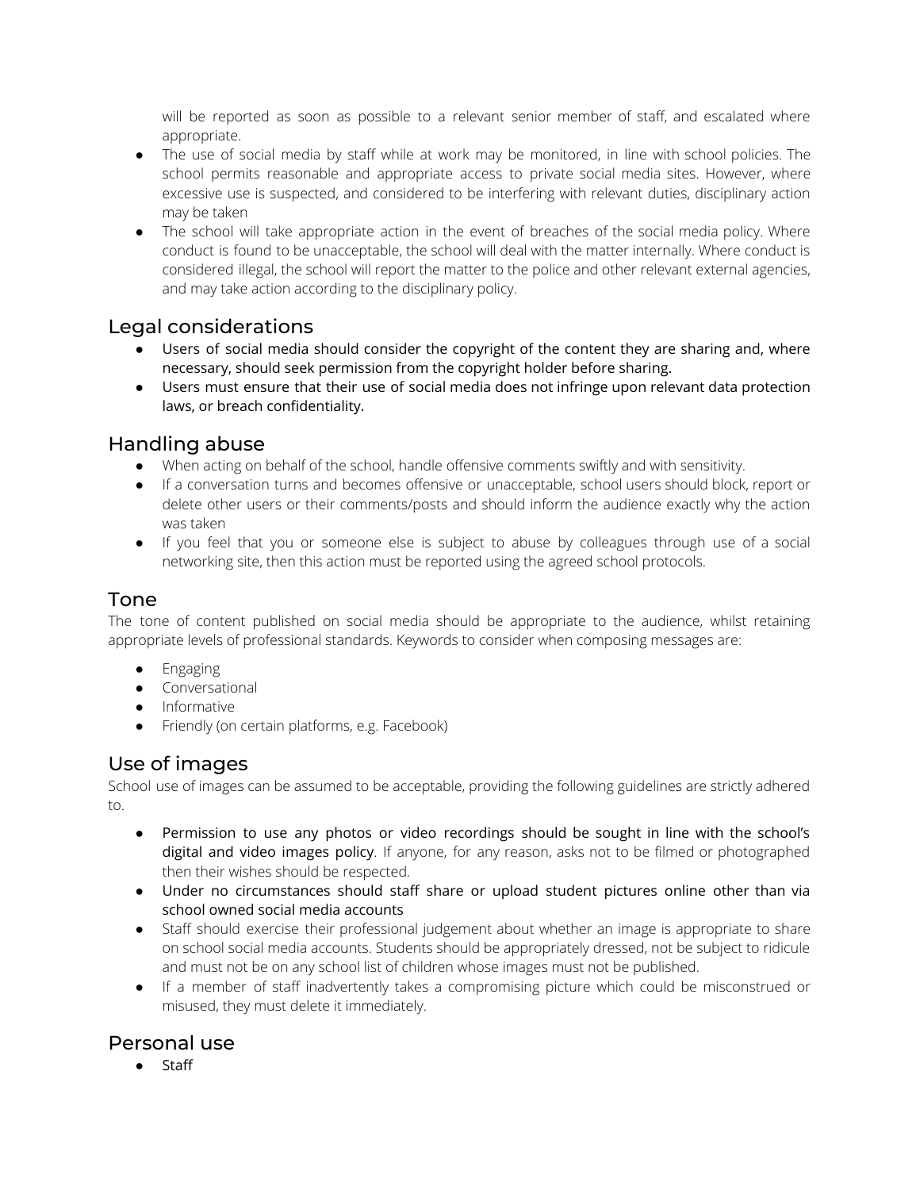will be reported as soon as possible to a relevant senior member of staff, and escalated where appropriate.

- The use of social media by staff while at work may be monitored, in line with school policies. The school permits reasonable and appropriate access to private social media sites. However, where excessive use is suspected, and considered to be interfering with relevant duties, disciplinary action may be taken
- The school will take appropriate action in the event of breaches of the social media policy. Where conduct is found to be unacceptable, the school will deal with the matter internally. Where conduct is considered illegal, the school will report the matter to the police and other relevant external agencies, and may take action according to the disciplinary policy.

## Legal considerations

- Users of social media should consider the copyright of the content they are sharing and, where necessary, should seek permission from the copyright holder before sharing.
- Users must ensure that their use of social media does not infringe upon relevant data protection laws, or breach confidentiality.

## Handling abuse

- When acting on behalf of the school, handle offensive comments swiftly and with sensitivity.
- If a conversation turns and becomes offensive or unacceptable, school users should block, report or delete other users or their comments/posts and should inform the audience exactly why the action was taken
- If you feel that you or someone else is subject to abuse by colleagues through use of a social networking site, then this action must be reported using the agreed school protocols.

## Tone

The tone of content published on social media should be appropriate to the audience, whilst retaining appropriate levels of professional standards. Keywords to consider when composing messages are:

- Engaging
- Conversational
- Informative
- Friendly (on certain platforms, e.g. Facebook)

## Use of images

School use of images can be assumed to be acceptable, providing the following guidelines are strictly adhered to.

- Permission to use any photos or video recordings should be sought in line with the school's digital and video images policy. If anyone, for any reason, asks not to be filmed or photographed then their wishes should be respected.
- Under no circumstances should staff share or upload student pictures online other than via school owned social media accounts
- Staff should exercise their professional judgement about whether an image is appropriate to share on school social media accounts. Students should be appropriately dressed, not be subject to ridicule and must not be on any school list of children whose images must not be published.
- If a member of staff inadvertently takes a compromising picture which could be misconstrued or misused, they must delete it immediately.

## Personal use

- Staff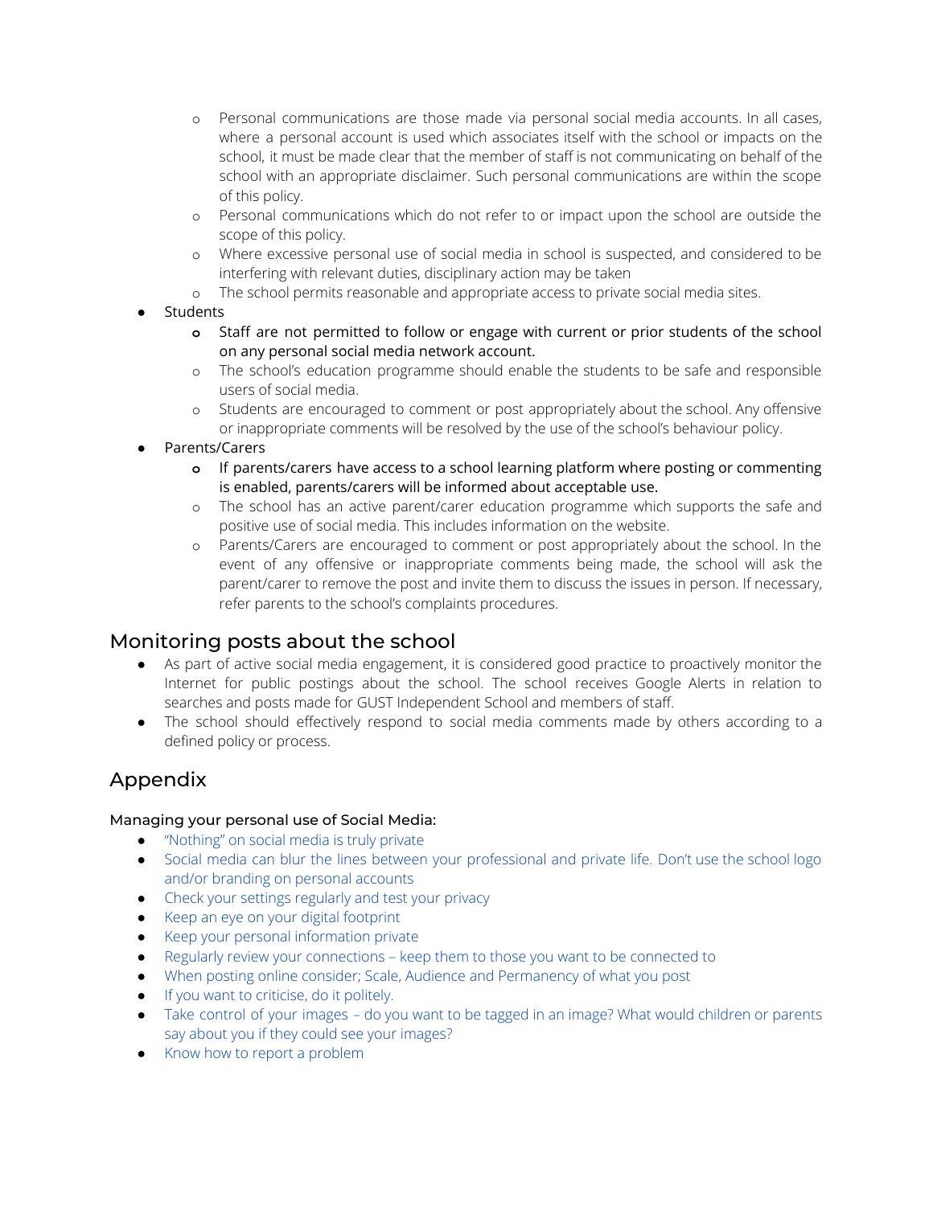- Personal communications are those made via personal social media accounts. In all cases, where a personal account is used which associates itself with the school or impacts on the school, it must be made clear that the member of staff is not communicating on behalf of the school with an appropriate disclaimer. Such personal communications are within the scope of this policy.
    - Personal communications which do not refer to or impact upon the school are outside the scope of this policy.
    - Where excessive personal use of social media in school is suspected, and considered to be interfering with relevant duties, disciplinary action may be taken
    - The school permits reasonable and appropriate access to private social media sites.
- Students
    - Staff are not permitted to follow or engage with current or prior students of the school on any personal social media network account.
    - The school's education programme should enable the students to be safe and responsible users of social media.
    - Students are encouraged to comment or post appropriately about the school. Any offensive or inappropriate comments will be resolved by the use of the school's behaviour policy.
- Parents/Carers
    - If parents/carers have access to a school learning platform where posting or commenting is enabled, parents/carers will be informed about acceptable use.
    - The school has an active parent/carer education programme which supports the safe and positive use of social media. This includes information on the website.
    - Parents/Carers are encouraged to comment or post appropriately about the school. In the event of any offensive or inappropriate comments being made, the school will ask the parent/carer to remove the post and invite them to discuss the issues in person. If necessary, refer parents to the school's complaints procedures.

## Monitoring posts about the school

- As part of active social media engagement, it is considered good practice to proactively monitor the Internet for public postings about the school. The school receives Google Alerts in relation to searches and posts made for GUST Independent School and members of staff.
- The school should effectively respond to social media comments made by others according to a defined policy or process.

## Appendix

**Managing your personal use of Social Media:**

- "Nothing" on social media is truly private
- Social media can blur the lines between your professional and private life. Don't use the school logo and/or branding on personal accounts
- Check your settings regularly and test your privacy
- Keep an eye on your digital footprint
- Keep your personal information private
- Regularly review your connections – keep them to those you want to be connected to
- When posting online consider; Scale, Audience and Permanency of what you post
- If you want to criticise, do it politely.
- Take control of your images – do you want to be tagged in an image? What would children or parents say about you if they could see your images?
- Know how to report a problem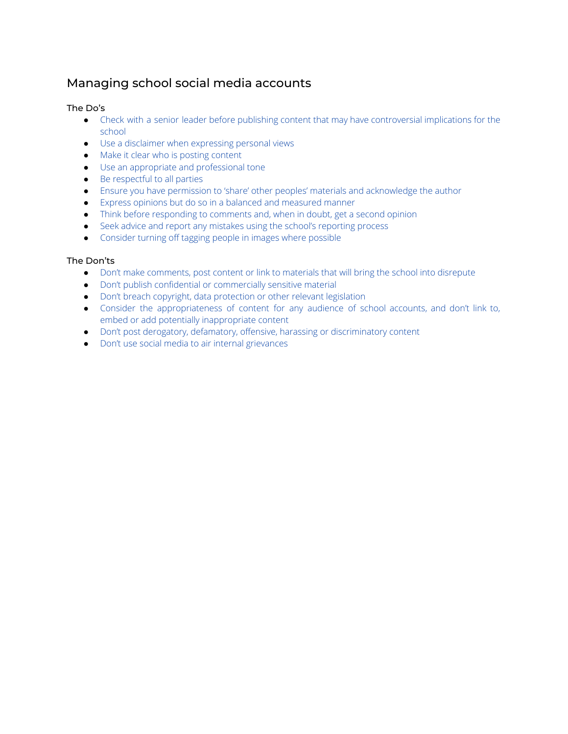## Managing school social media accounts

### The Do's

- Check with a senior leader before publishing content that may have controversial implications for the school
- Use a disclaimer when expressing personal views
- Make it clear who is posting content
- Use an appropriate and professional tone
- Be respectful to all parties
- Ensure you have permission to 'share' other peoples' materials and acknowledge the author
- Express opinions but do so in a balanced and measured manner
- Think before responding to comments and, when in doubt, get a second opinion
- Seek advice and report any mistakes using the school's reporting process
- Consider turning off tagging people in images where possible

### The Don'ts

- Don't make comments, post content or link to materials that will bring the school into disrepute
- Don't publish confidential or commercially sensitive material
- Don't breach copyright, data protection or other relevant legislation
- Consider the appropriateness of content for any audience of school accounts, and don't link to, embed or add potentially inappropriate content
- Don't post derogatory, defamatory, offensive, harassing or discriminatory content
- Don't use social media to air internal grievances